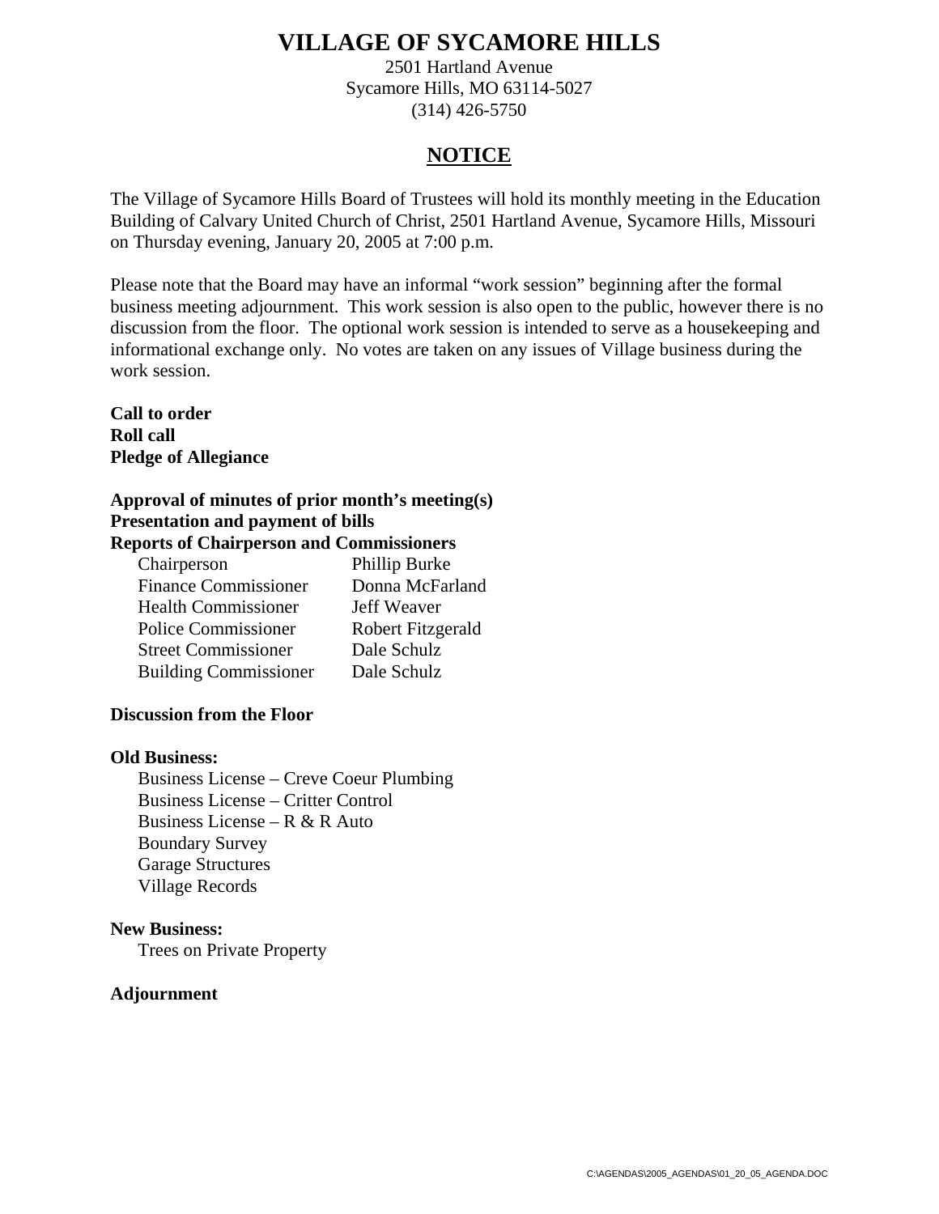# VILLAGE OF SYCAMORE HILLS

2501 Hartland Avenue
Sycamore Hills, MO 63114-5027
(314) 426-5750

## NOTICE

The Village of Sycamore Hills Board of Trustees will hold its monthly meeting in the Education Building of Calvary United Church of Christ, 2501 Hartland Avenue, Sycamore Hills, Missouri on Thursday evening, January 20, 2005 at 7:00 p.m.

Please note that the Board may have an informal "work session" beginning after the formal business meeting adjournment. This work session is also open to the public, however there is no discussion from the floor. The optional work session is intended to serve as a housekeeping and informational exchange only. No votes are taken on any issues of Village business during the work session.

**Call to order**
**Roll call**
**Pledge of Allegiance**

**Approval of minutes of prior month's meeting(s)**
**Presentation and payment of bills**
**Reports of Chairperson and Commissioners**

| | |
|---|---|
| Chairperson | Phillip Burke |
| Finance Commissioner | Donna McFarland |
| Health Commissioner | Jeff Weaver |
| Police Commissioner | Robert Fitzgerald |
| Street Commissioner | Dale Schulz |
| Building Commissioner | Dale Schulz |

**Discussion from the Floor**

**Old Business:**

- Business License – Creve Coeur Plumbing
- Business License – Critter Control
- Business License – R & R Auto
- Boundary Survey
- Garage Structures
- Village Records

**New Business:**

- Trees on Private Property

**Adjournment**

C:\AGENDAS\2005_AGENDAS\01_20_05_AGENDA.DOC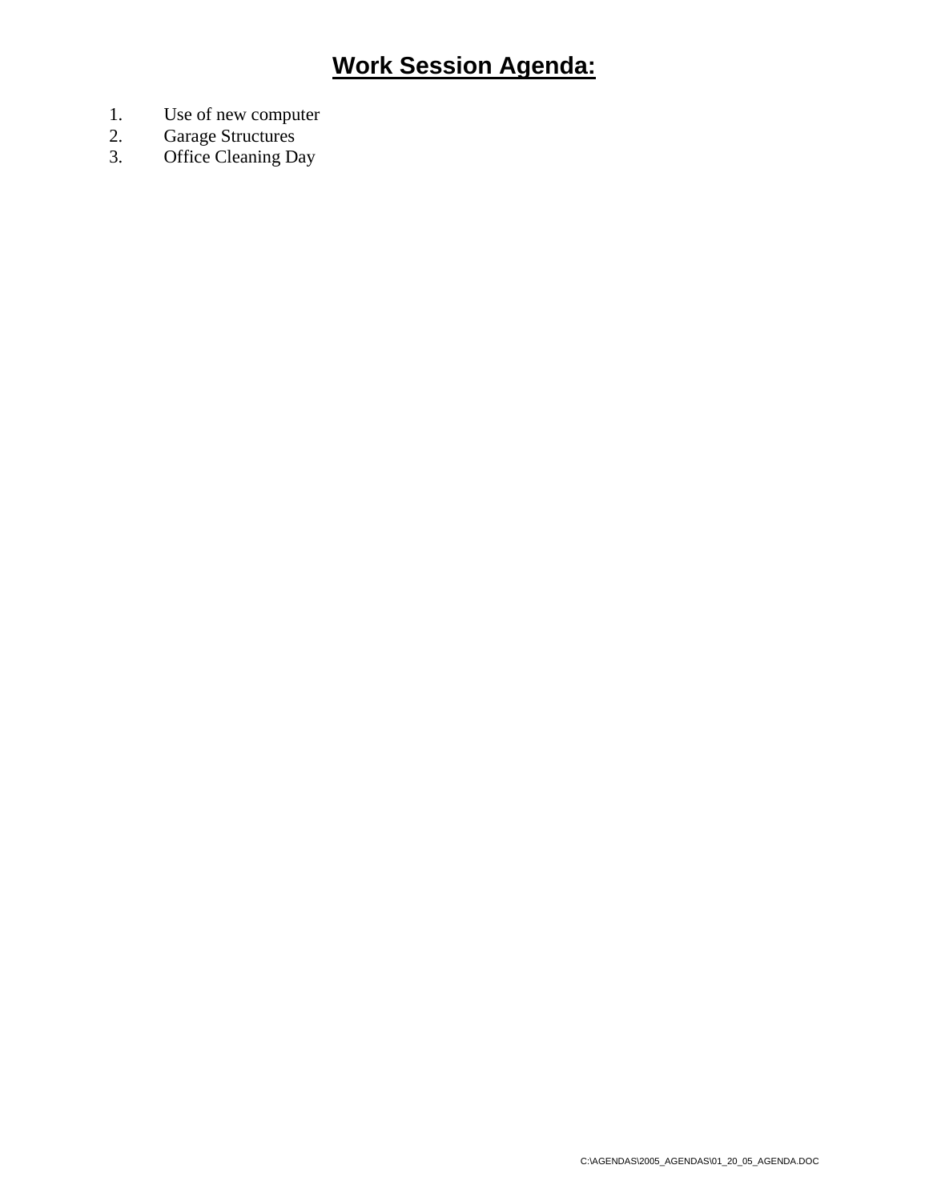# **Work Session Agenda:**

1. Use of new computer
2. Garage Structures
3. Office Cleaning Day

C:\AGENDAS\2005_AGENDAS\01_20_05_AGENDA.DOC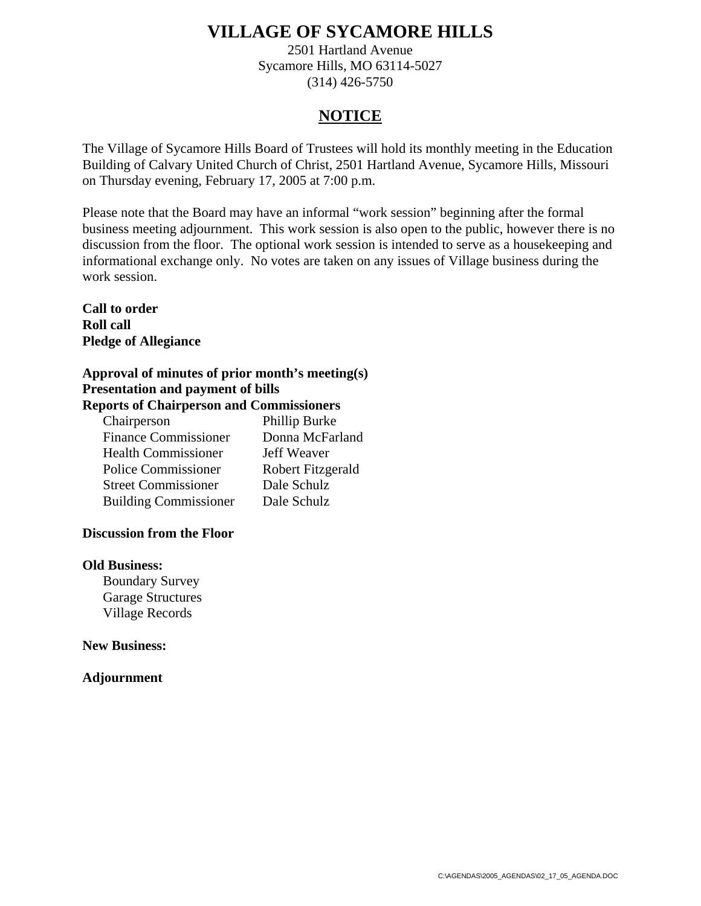# VILLAGE OF SYCAMORE HILLS

2501 Hartland Avenue
Sycamore Hills, MO 63114-5027
(314) 426-5750

## NOTICE

The Village of Sycamore Hills Board of Trustees will hold its monthly meeting in the Education Building of Calvary United Church of Christ, 2501 Hartland Avenue, Sycamore Hills, Missouri on Thursday evening, February 17, 2005 at 7:00 p.m.

Please note that the Board may have an informal "work session" beginning after the formal business meeting adjournment. This work session is also open to the public, however there is no discussion from the floor. The optional work session is intended to serve as a housekeeping and informational exchange only. No votes are taken on any issues of Village business during the work session.

**Call to order**
**Roll call**
**Pledge of Allegiance**

**Approval of minutes of prior month's meeting(s)**
**Presentation and payment of bills**
**Reports of Chairperson and Commissioners**

| | |
|---|---|
| Chairperson | Phillip Burke |
| Finance Commissioner | Donna McFarland |
| Health Commissioner | Jeff Weaver |
| Police Commissioner | Robert Fitzgerald |
| Street Commissioner | Dale Schulz |
| Building Commissioner | Dale Schulz |

**Discussion from the Floor**

**Old Business:**

- Boundary Survey
- Garage Structures
- Village Records

**New Business:**

**Adjournment**

C:\AGENDAS\2005_AGENDAS\02_17_05_AGENDA.DOC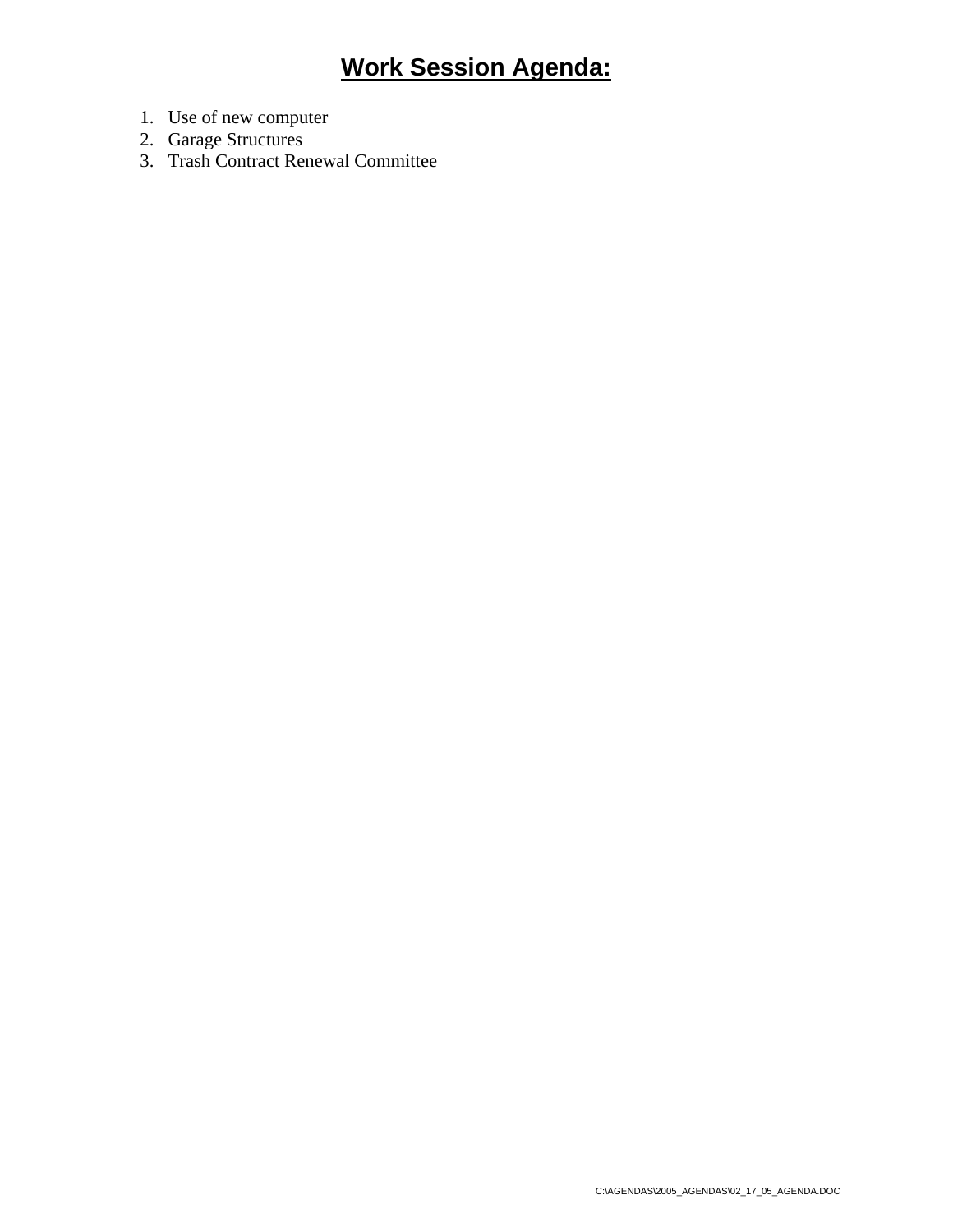# **Work Session Agenda:**

1. Use of new computer
2. Garage Structures
3. Trash Contract Renewal Committee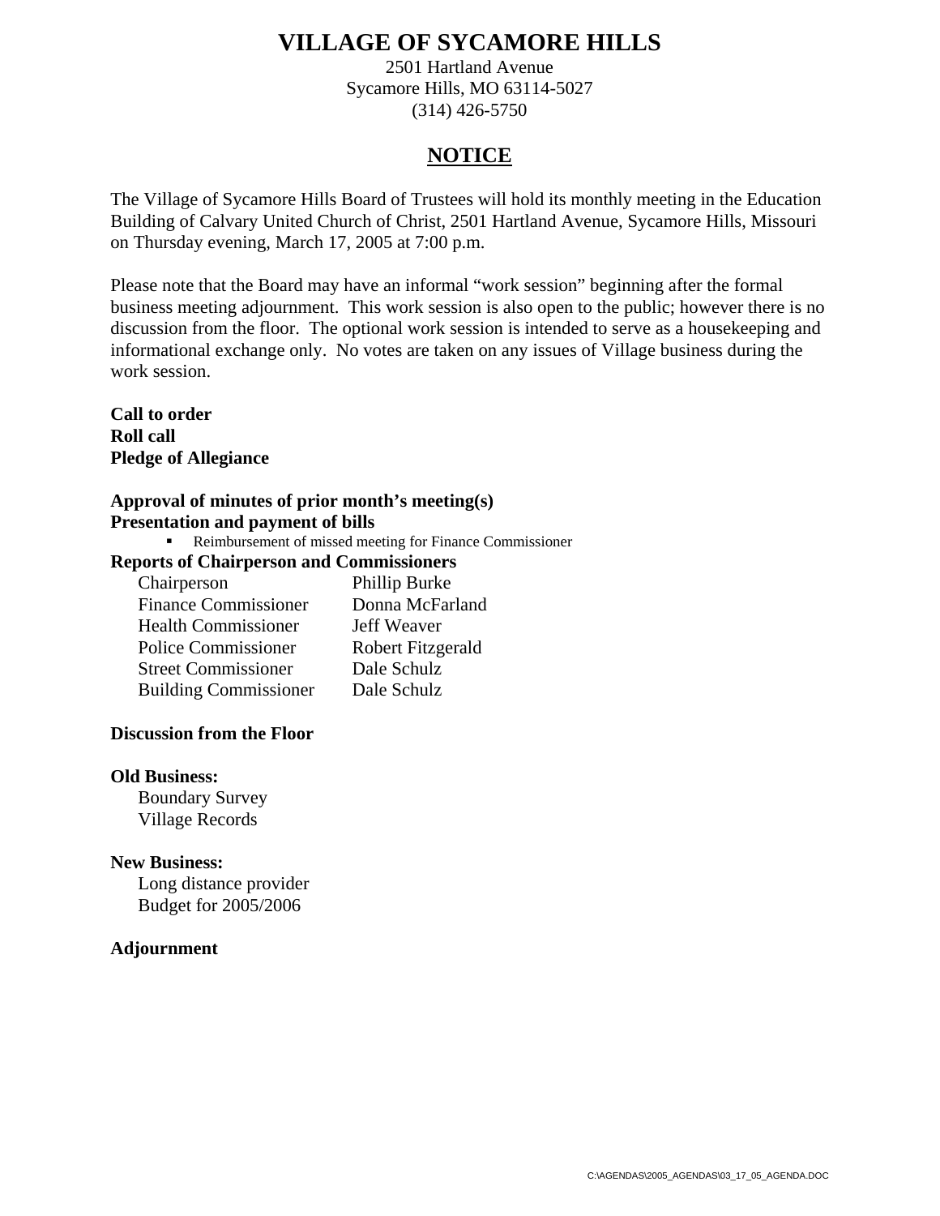# VILLAGE OF SYCAMORE HILLS

2501 Hartland Avenue
Sycamore Hills, MO 63114-5027
(314) 426-5750

## NOTICE

The Village of Sycamore Hills Board of Trustees will hold its monthly meeting in the Education Building of Calvary United Church of Christ, 2501 Hartland Avenue, Sycamore Hills, Missouri on Thursday evening, March 17, 2005 at 7:00 p.m.

Please note that the Board may have an informal "work session" beginning after the formal business meeting adjournment. This work session is also open to the public; however there is no discussion from the floor. The optional work session is intended to serve as a housekeeping and informational exchange only. No votes are taken on any issues of Village business during the work session.

**Call to order**
**Roll call**
**Pledge of Allegiance**

**Approval of minutes of prior month's meeting(s)**
**Presentation and payment of bills**

- Reimbursement of missed meeting for Finance Commissioner

**Reports of Chairperson and Commissioners**

| | |
|---|---|
| Chairperson | Phillip Burke |
| Finance Commissioner | Donna McFarland |
| Health Commissioner | Jeff Weaver |
| Police Commissioner | Robert Fitzgerald |
| Street Commissioner | Dale Schulz |
| Building Commissioner | Dale Schulz |

**Discussion from the Floor**

**Old Business:**

Boundary Survey
Village Records

**New Business:**

Long distance provider
Budget for 2005/2006

**Adjournment**

C:\AGENDAS\2005_AGENDAS\03_17_05_AGENDA.DOC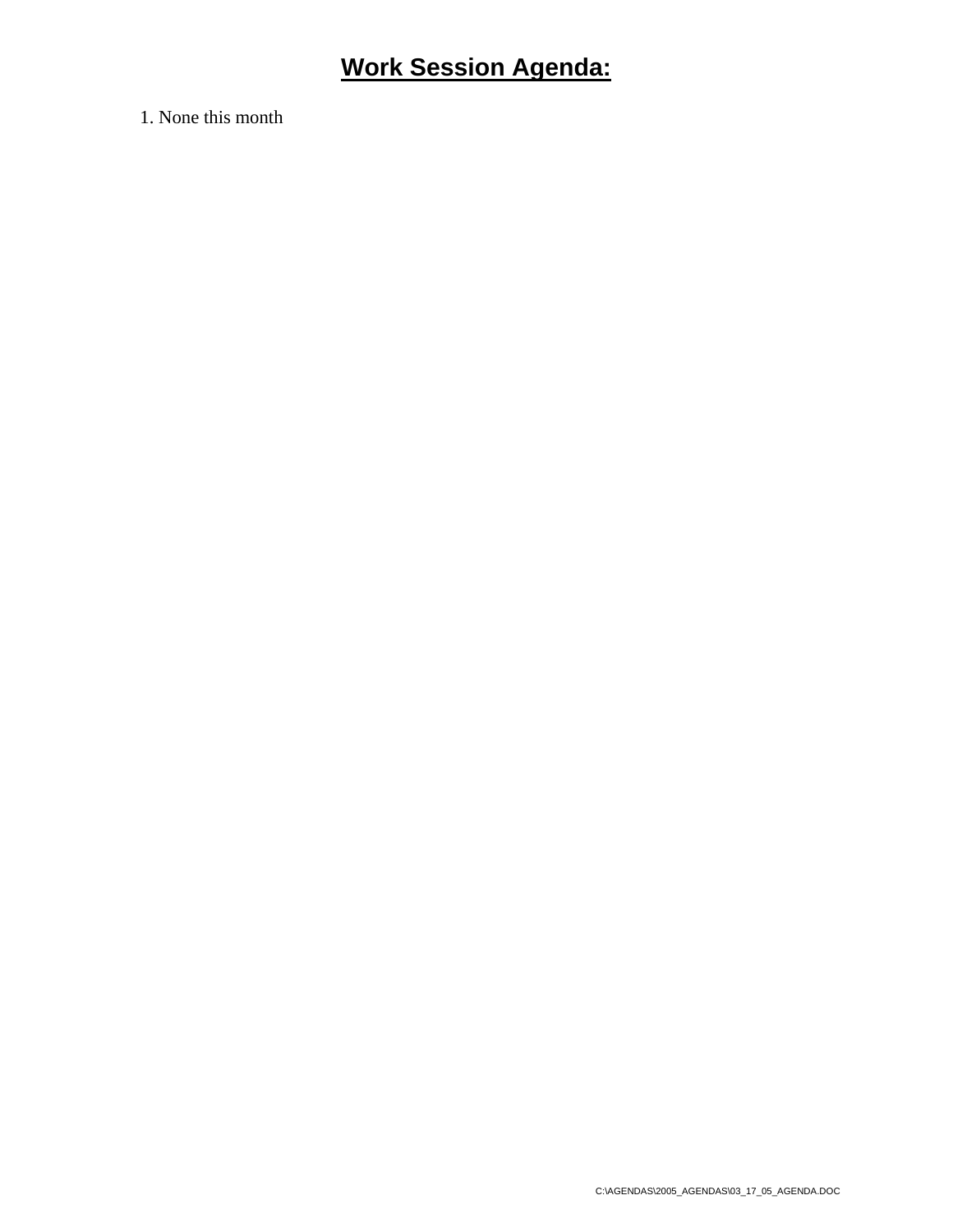# **Work Session Agenda:**

1. None this month

C:\AGENDAS\2005_AGENDAS\03_17_05_AGENDA.DOC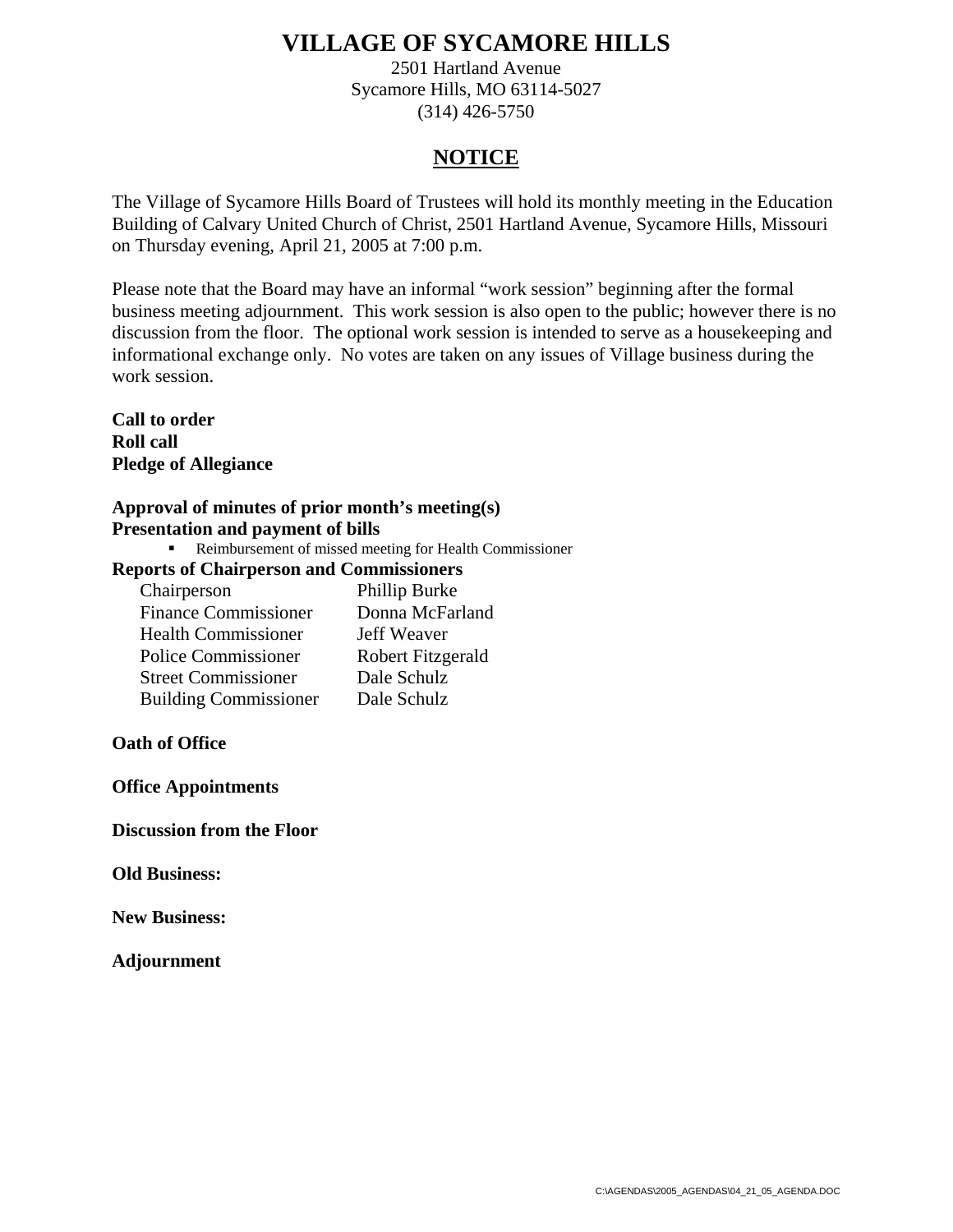# VILLAGE OF SYCAMORE HILLS

2501 Hartland Avenue
Sycamore Hills, MO 63114-5027
(314) 426-5750

## NOTICE

The Village of Sycamore Hills Board of Trustees will hold its monthly meeting in the Education Building of Calvary United Church of Christ, 2501 Hartland Avenue, Sycamore Hills, Missouri on Thursday evening, April 21, 2005 at 7:00 p.m.

Please note that the Board may have an informal "work session" beginning after the formal business meeting adjournment. This work session is also open to the public; however there is no discussion from the floor. The optional work session is intended to serve as a housekeeping and informational exchange only. No votes are taken on any issues of Village business during the work session.

**Call to order**
**Roll call**
**Pledge of Allegiance**

**Approval of minutes of prior month's meeting(s)**
**Presentation and payment of bills**

- Reimbursement of missed meeting for Health Commissioner

**Reports of Chairperson and Commissioners**

| | |
|---|---|
| Chairperson | Phillip Burke |
| Finance Commissioner | Donna McFarland |
| Health Commissioner | Jeff Weaver |
| Police Commissioner | Robert Fitzgerald |
| Street Commissioner | Dale Schulz |
| Building Commissioner | Dale Schulz |

**Oath of Office**

**Office Appointments**

**Discussion from the Floor**

**Old Business:**

**New Business:**

**Adjournment**

C:\AGENDAS\2005_AGENDAS\04_21_05_AGENDA.DOC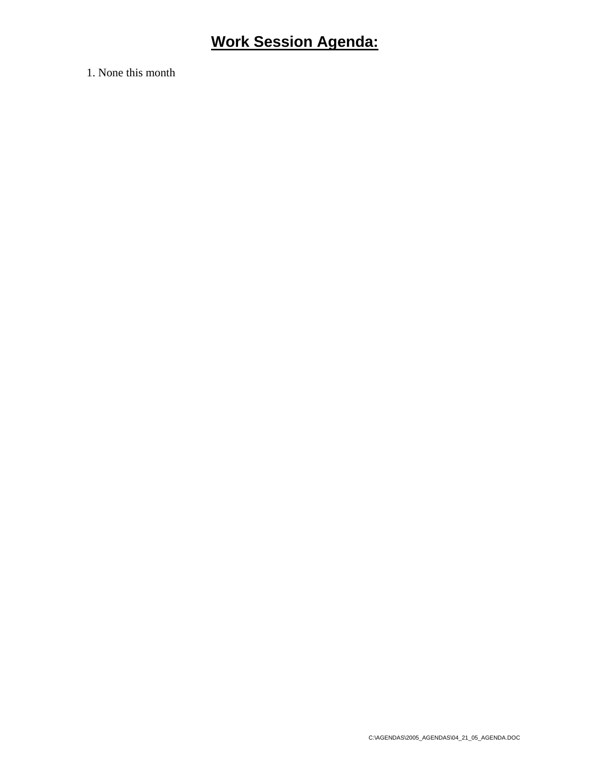# Work Session Agenda:

1. None this month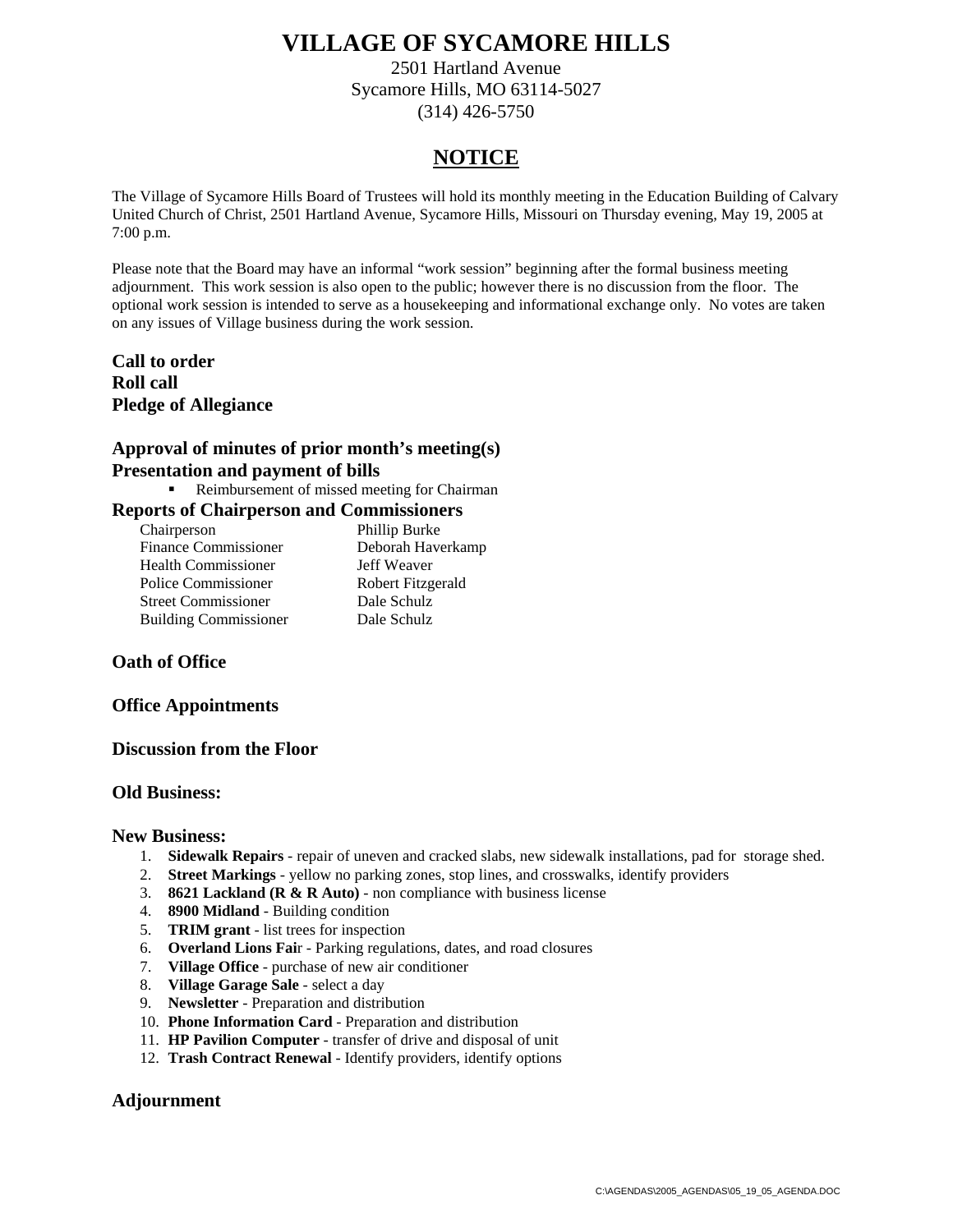# VILLAGE OF SYCAMORE HILLS

2501 Hartland Avenue
Sycamore Hills, MO 63114-5027
(314) 426-5750

## NOTICE

The Village of Sycamore Hills Board of Trustees will hold its monthly meeting in the Education Building of Calvary United Church of Christ, 2501 Hartland Avenue, Sycamore Hills, Missouri on Thursday evening, May 19, 2005 at 7:00 p.m.

Please note that the Board may have an informal "work session" beginning after the formal business meeting adjournment. This work session is also open to the public; however there is no discussion from the floor. The optional work session is intended to serve as a housekeeping and informational exchange only. No votes are taken on any issues of Village business during the work session.

**Call to order**
**Roll call**
**Pledge of Allegiance**

**Approval of minutes of prior month's meeting(s)**
**Presentation and payment of bills**

- Reimbursement of missed meeting for Chairman

**Reports of Chairperson and Commissioners**

| | |
|---|---|
| Chairperson | Phillip Burke |
| Finance Commissioner | Deborah Haverkamp |
| Health Commissioner | Jeff Weaver |
| Police Commissioner | Robert Fitzgerald |
| Street Commissioner | Dale Schulz |
| Building Commissioner | Dale Schulz |

**Oath of Office**

**Office Appointments**

**Discussion from the Floor**

**Old Business:**

**New Business:**

1. **Sidewalk Repairs** - repair of uneven and cracked slabs, new sidewalk installations, pad for storage shed.
2. **Street Markings** - yellow no parking zones, stop lines, and crosswalks, identify providers
3. **8621 Lackland (R & R Auto)** - non compliance with business license
4. **8900 Midland** - Building condition
5. **TRIM grant** - list trees for inspection
6. **Overland Lions Fair** - Parking regulations, dates, and road closures
7. **Village Office** - purchase of new air conditioner
8. **Village Garage Sale** - select a day
9. **Newsletter** - Preparation and distribution
10. **Phone Information Card** - Preparation and distribution
11. **HP Pavilion Computer** - transfer of drive and disposal of unit
12. **Trash Contract Renewal** - Identify providers, identify options

**Adjournment**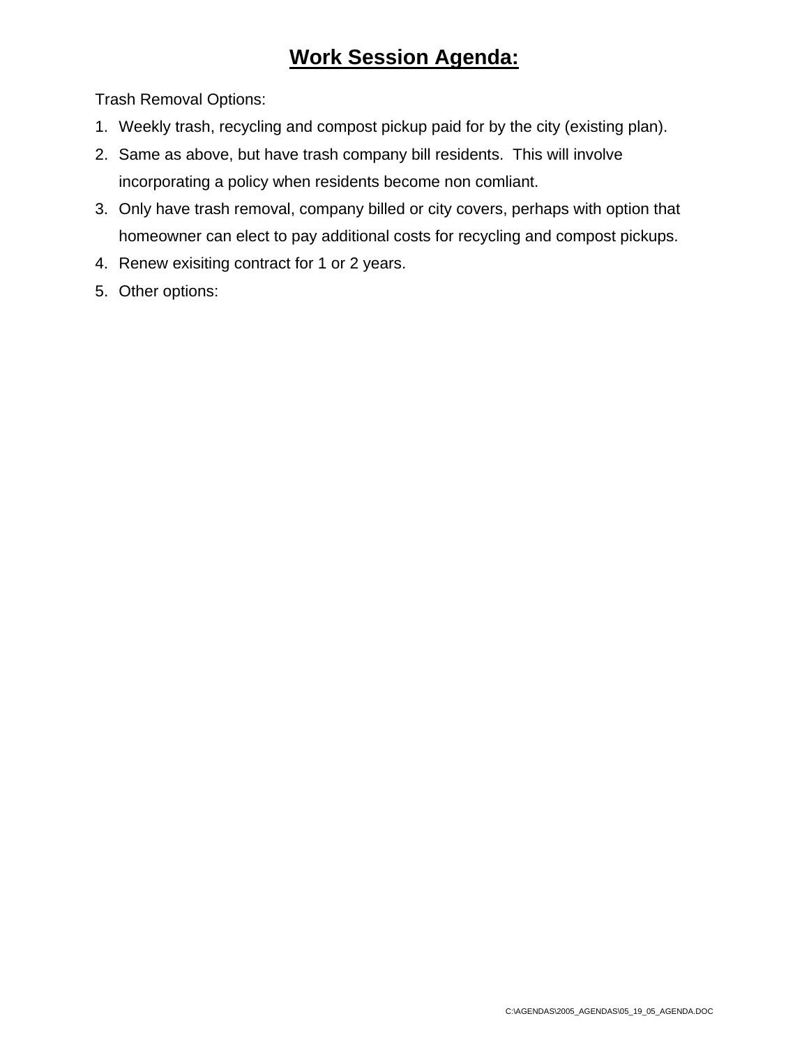# **Work Session Agenda:**

Trash Removal Options:

1. Weekly trash, recycling and compost pickup paid for by the city (existing plan).
2. Same as above, but have trash company bill residents.  This will involve incorporating a policy when residents become non comliant.
3. Only have trash removal, company billed or city covers, perhaps with option that homeowner can elect to pay additional costs for recycling and compost pickups.
4. Renew exisiting contract for 1 or 2 years.
5. Other options: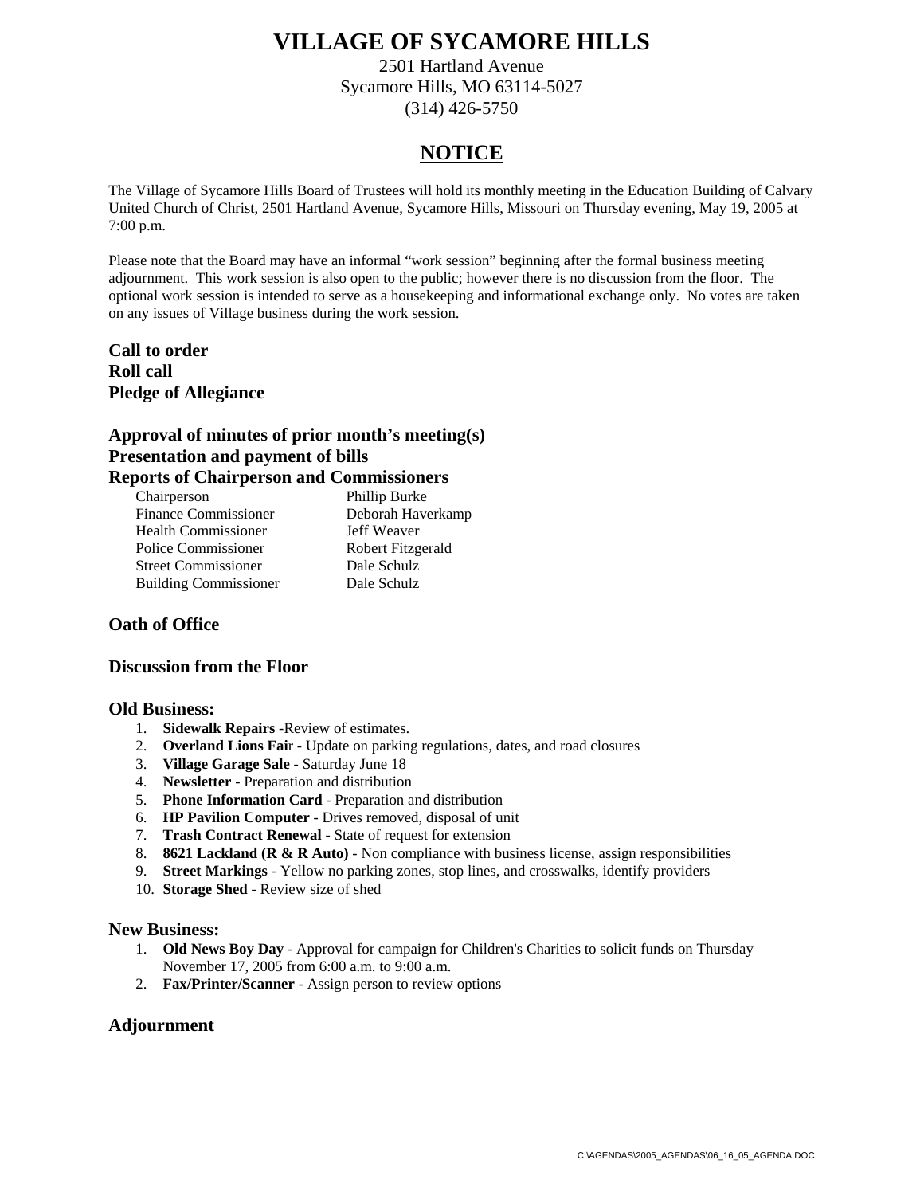# VILLAGE OF SYCAMORE HILLS

2501 Hartland Avenue
Sycamore Hills, MO 63114-5027
(314) 426-5750

## NOTICE

The Village of Sycamore Hills Board of Trustees will hold its monthly meeting in the Education Building of Calvary United Church of Christ, 2501 Hartland Avenue, Sycamore Hills, Missouri on Thursday evening, May 19, 2005 at 7:00 p.m.

Please note that the Board may have an informal "work session" beginning after the formal business meeting adjournment. This work session is also open to the public; however there is no discussion from the floor. The optional work session is intended to serve as a housekeeping and informational exchange only. No votes are taken on any issues of Village business during the work session.

**Call to order**
**Roll call**
**Pledge of Allegiance**

**Approval of minutes of prior month's meeting(s)**
**Presentation and payment of bills**
**Reports of Chairperson and Commissioners**

| | |
|---|---|
| Chairperson | Phillip Burke |
| Finance Commissioner | Deborah Haverkamp |
| Health Commissioner | Jeff Weaver |
| Police Commissioner | Robert Fitzgerald |
| Street Commissioner | Dale Schulz |
| Building Commissioner | Dale Schulz |

**Oath of Office**

**Discussion from the Floor**

**Old Business:**

1. **Sidewalk Repairs** -Review of estimates.
2. **Overland Lions Fair** - Update on parking regulations, dates, and road closures
3. **Village Garage Sale** - Saturday June 18
4. **Newsletter** - Preparation and distribution
5. **Phone Information Card** - Preparation and distribution
6. **HP Pavilion Computer** - Drives removed, disposal of unit
7. **Trash Contract Renewal** - State of request for extension
8. **8621 Lackland (R & R Auto)** - Non compliance with business license, assign responsibilities
9. **Street Markings** - Yellow no parking zones, stop lines, and crosswalks, identify providers
10. **Storage Shed** - Review size of shed

**New Business:**

1. **Old News Boy Day** - Approval for campaign for Children's Charities to solicit funds on Thursday November 17, 2005 from 6:00 a.m. to 9:00 a.m.
2. **Fax/Printer/Scanner** - Assign person to review options

**Adjournment**

C:\AGENDAS\2005_AGENDAS\06_16_05_AGENDA.DOC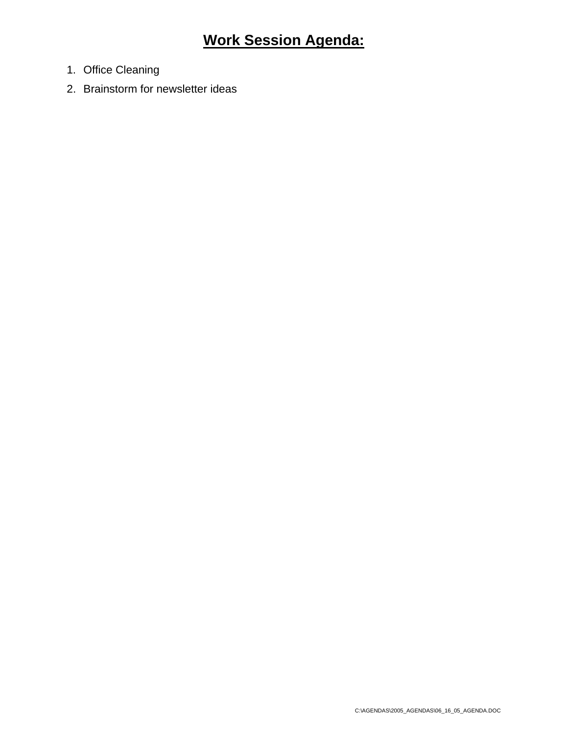# Work Session Agenda:

1. Office Cleaning
2. Brainstorm for newsletter ideas

C:\AGENDAS\2005_AGENDAS\06_16_05_AGENDA.DOC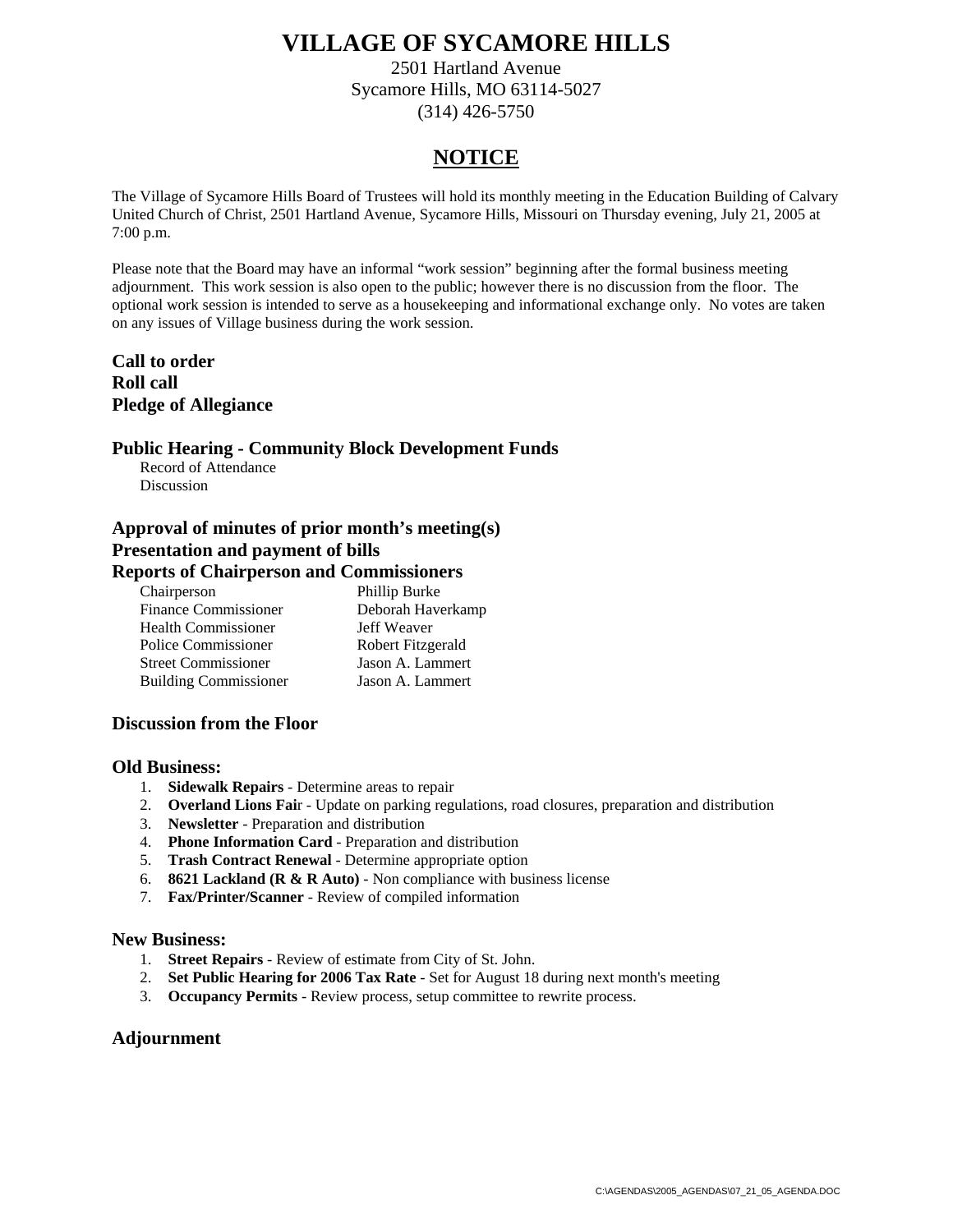# VILLAGE OF SYCAMORE HILLS

2501 Hartland Avenue
Sycamore Hills, MO 63114-5027
(314) 426-5750

## NOTICE

The Village of Sycamore Hills Board of Trustees will hold its monthly meeting in the Education Building of Calvary United Church of Christ, 2501 Hartland Avenue, Sycamore Hills, Missouri on Thursday evening, July 21, 2005 at 7:00 p.m.

Please note that the Board may have an informal "work session" beginning after the formal business meeting adjournment. This work session is also open to the public; however there is no discussion from the floor. The optional work session is intended to serve as a housekeeping and informational exchange only. No votes are taken on any issues of Village business during the work session.

**Call to order**
**Roll call**
**Pledge of Allegiance**

### Public Hearing - Community Block Development Funds

Record of Attendance
Discussion

### Approval of minutes of prior month's meeting(s)
### Presentation and payment of bills
### Reports of Chairperson and Commissioners

| | |
|---|---|
| Chairperson | Phillip Burke |
| Finance Commissioner | Deborah Haverkamp |
| Health Commissioner | Jeff Weaver |
| Police Commissioner | Robert Fitzgerald |
| Street Commissioner | Jason A. Lammert |
| Building Commissioner | Jason A. Lammert |

### Discussion from the Floor

### Old Business:

1. **Sidewalk Repairs** - Determine areas to repair
2. **Overland Lions Fai**r - Update on parking regulations, road closures, preparation and distribution
3. **Newsletter** - Preparation and distribution
4. **Phone Information Card** - Preparation and distribution
5. **Trash Contract Renewal** - Determine appropriate option
6. **8621 Lackland (R & R Auto)** - Non compliance with business license
7. **Fax/Printer/Scanner** - Review of compiled information

### New Business:

1. **Street Repairs** - Review of estimate from City of St. John.
2. **Set Public Hearing for 2006 Tax Rate** - Set for August 18 during next month's meeting
3. **Occupancy Permits** - Review process, setup committee to rewrite process.

### Adjournment

C:\AGENDAS\2005_AGENDAS\07_21_05_AGENDA.DOC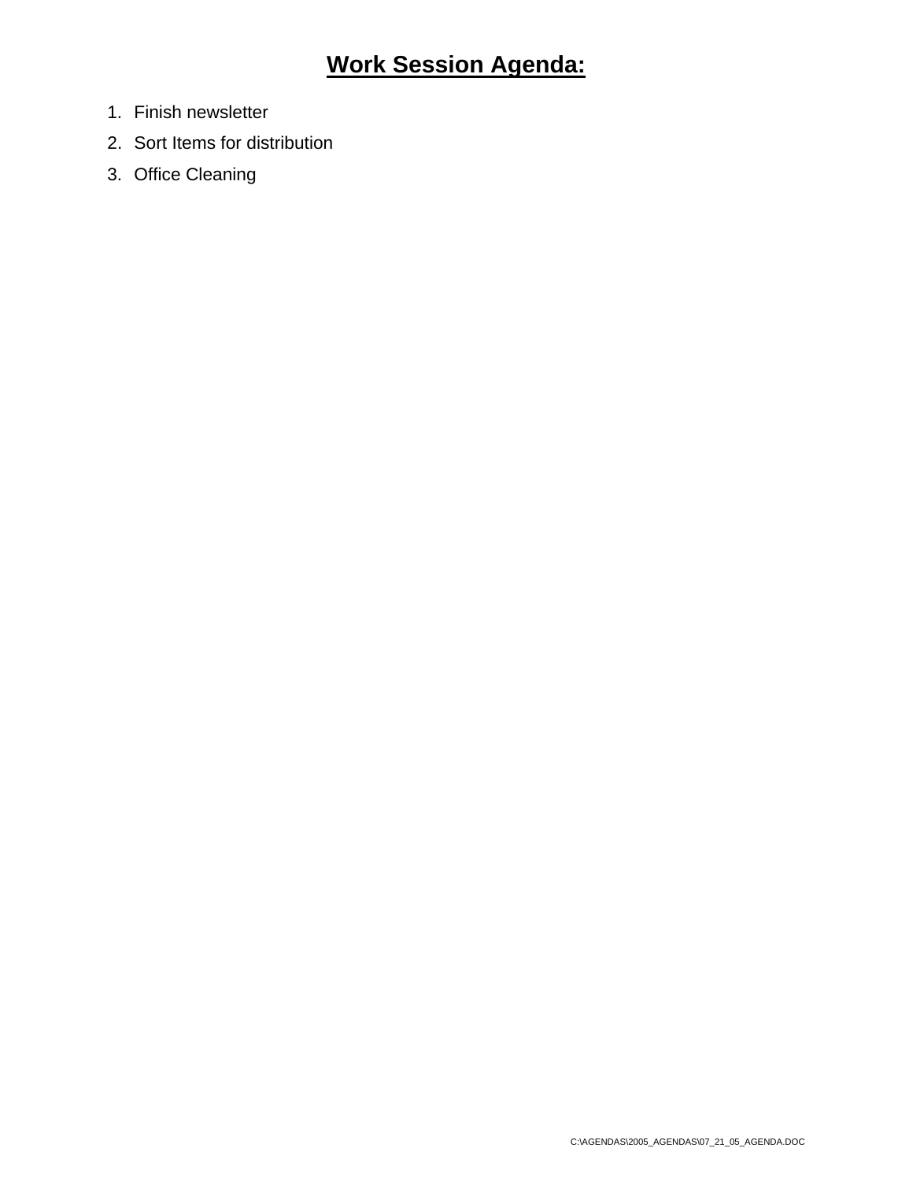# Work Session Agenda:

1. Finish newsletter
2. Sort Items for distribution
3. Office Cleaning

C:\AGENDAS\2005_AGENDAS\07_21_05_AGENDA.DOC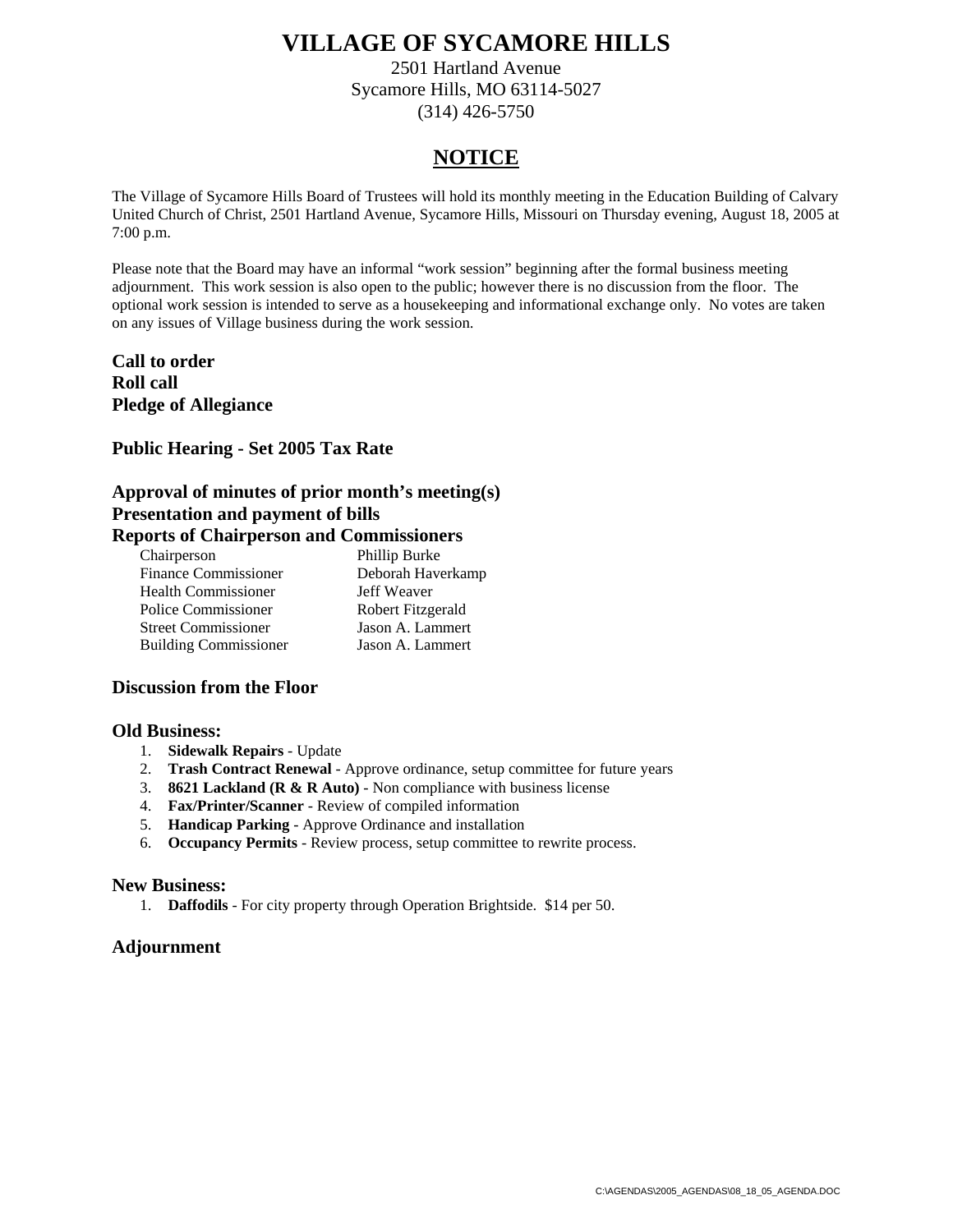# VILLAGE OF SYCAMORE HILLS

2501 Hartland Avenue
Sycamore Hills, MO 63114-5027
(314) 426-5750

## NOTICE

The Village of Sycamore Hills Board of Trustees will hold its monthly meeting in the Education Building of Calvary United Church of Christ, 2501 Hartland Avenue, Sycamore Hills, Missouri on Thursday evening, August 18, 2005 at 7:00 p.m.

Please note that the Board may have an informal "work session" beginning after the formal business meeting adjournment. This work session is also open to the public; however there is no discussion from the floor. The optional work session is intended to serve as a housekeeping and informational exchange only. No votes are taken on any issues of Village business during the work session.

**Call to order**
**Roll call**
**Pledge of Allegiance**

**Public Hearing - Set 2005 Tax Rate**

**Approval of minutes of prior month's meeting(s)**
**Presentation and payment of bills**
**Reports of Chairperson and Commissioners**

| | |
|---|---|
| Chairperson | Phillip Burke |
| Finance Commissioner | Deborah Haverkamp |
| Health Commissioner | Jeff Weaver |
| Police Commissioner | Robert Fitzgerald |
| Street Commissioner | Jason A. Lammert |
| Building Commissioner | Jason A. Lammert |

**Discussion from the Floor**

**Old Business:**

1. **Sidewalk Repairs** - Update
2. **Trash Contract Renewal** - Approve ordinance, setup committee for future years
3. **8621 Lackland (R & R Auto)** - Non compliance with business license
4. **Fax/Printer/Scanner** - Review of compiled information
5. **Handicap Parking** - Approve Ordinance and installation
6. **Occupancy Permits** - Review process, setup committee to rewrite process.

**New Business:**

1. **Daffodils** - For city property through Operation Brightside. $14 per 50.

**Adjournment**

C:\AGENDAS\2005_AGENDAS\08_18_05_AGENDA.DOC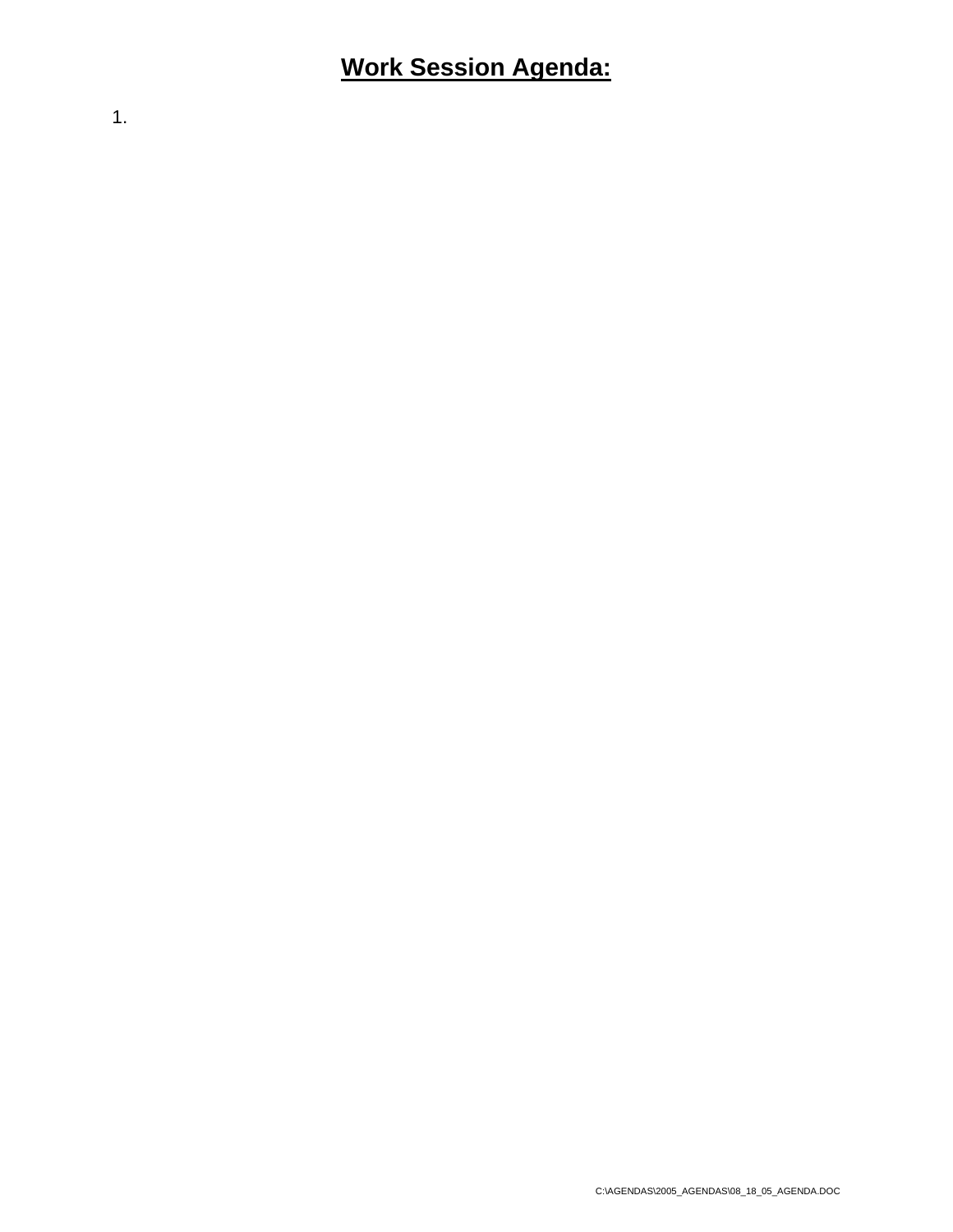# **Work Session Agenda:**

1.

C:\AGENDAS\2005_AGENDAS\08_18_05_AGENDA.DOC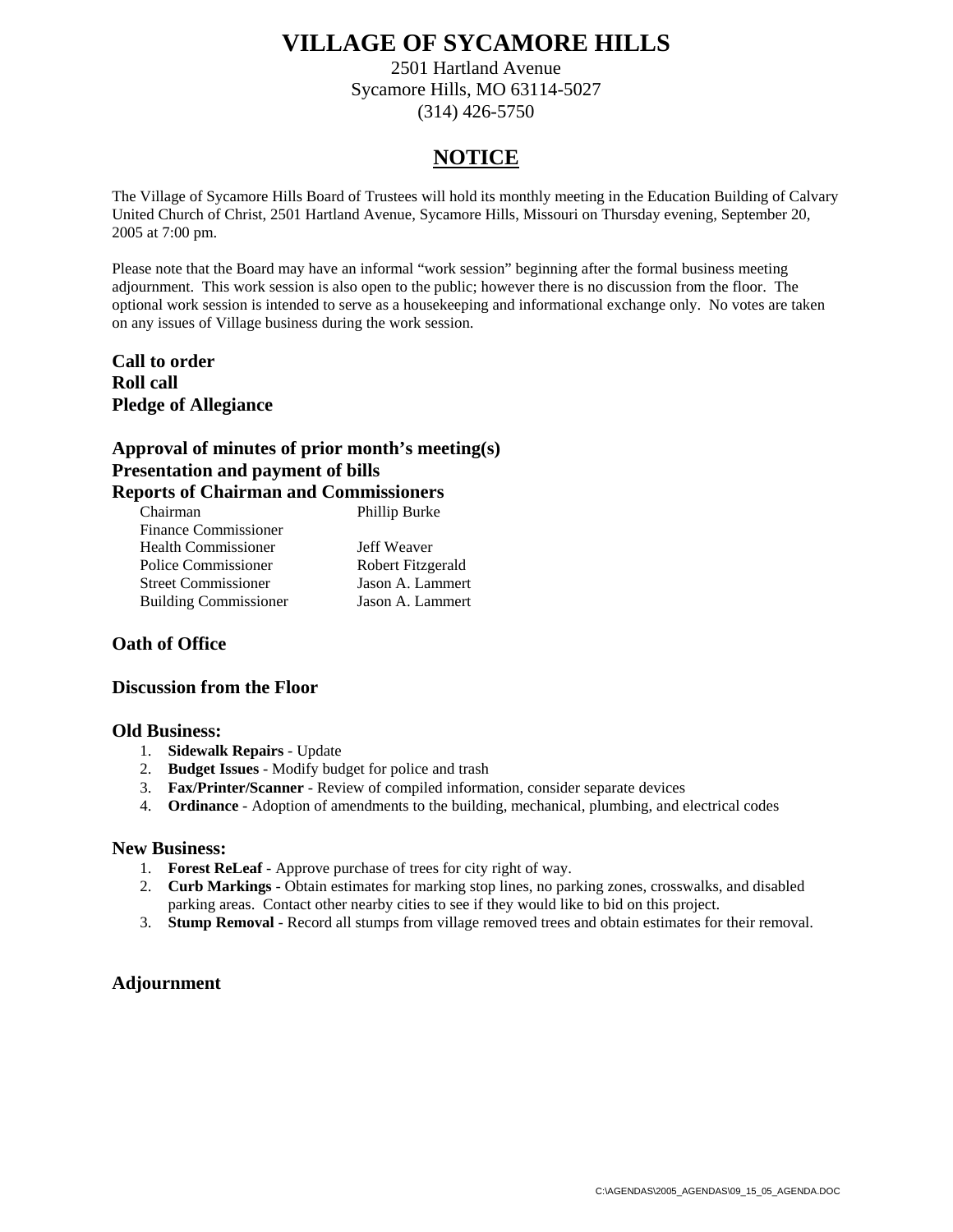# VILLAGE OF SYCAMORE HILLS

2501 Hartland Avenue
Sycamore Hills, MO 63114-5027
(314) 426-5750

## NOTICE

The Village of Sycamore Hills Board of Trustees will hold its monthly meeting in the Education Building of Calvary United Church of Christ, 2501 Hartland Avenue, Sycamore Hills, Missouri on Thursday evening, September 20, 2005 at 7:00 pm.

Please note that the Board may have an informal "work session" beginning after the formal business meeting adjournment. This work session is also open to the public; however there is no discussion from the floor. The optional work session is intended to serve as a housekeeping and informational exchange only. No votes are taken on any issues of Village business during the work session.

**Call to order**
**Roll call**
**Pledge of Allegiance**

**Approval of minutes of prior month's meeting(s)**
**Presentation and payment of bills**
**Reports of Chairman and Commissioners**

| | |
|---|---|
| Chairman | Phillip Burke |
| Finance Commissioner | |
| Health Commissioner | Jeff Weaver |
| Police Commissioner | Robert Fitzgerald |
| Street Commissioner | Jason A. Lammert |
| Building Commissioner | Jason A. Lammert |

**Oath of Office**

**Discussion from the Floor**

**Old Business:**

1. **Sidewalk Repairs** - Update
2. **Budget Issues** - Modify budget for police and trash
3. **Fax/Printer/Scanner** - Review of compiled information, consider separate devices
4. **Ordinance** - Adoption of amendments to the building, mechanical, plumbing, and electrical codes

**New Business:**

1. **Forest ReLeaf** - Approve purchase of trees for city right of way.
2. **Curb Markings** - Obtain estimates for marking stop lines, no parking zones, crosswalks, and disabled parking areas. Contact other nearby cities to see if they would like to bid on this project.
3. **Stump Removal** - Record all stumps from village removed trees and obtain estimates for their removal.

**Adjournment**

C:\AGENDAS\2005_AGENDAS\09_15_05_AGENDA.DOC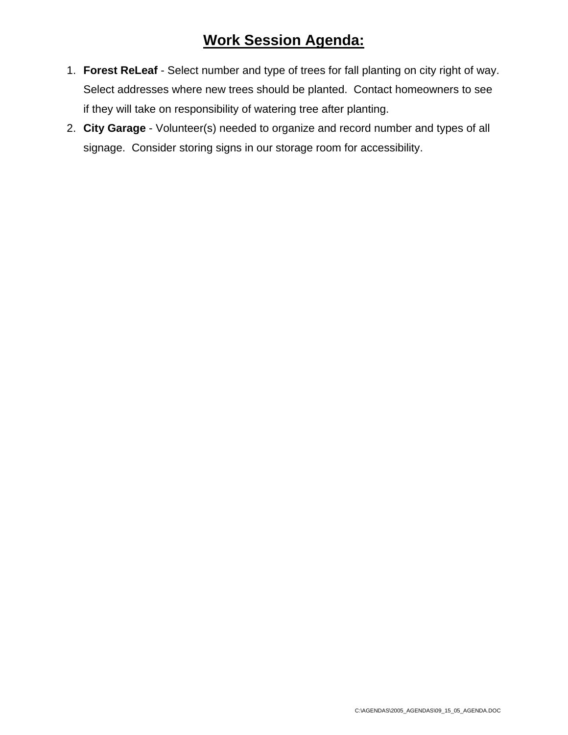# Work Session Agenda:

1. **Forest ReLeaf** - Select number and type of trees for fall planting on city right of way. Select addresses where new trees should be planted. Contact homeowners to see if they will take on responsibility of watering tree after planting.
2. **City Garage** - Volunteer(s) needed to organize and record number and types of all signage. Consider storing signs in our storage room for accessibility.

C:\AGENDAS\2005_AGENDAS\09_15_05_AGENDA.DOC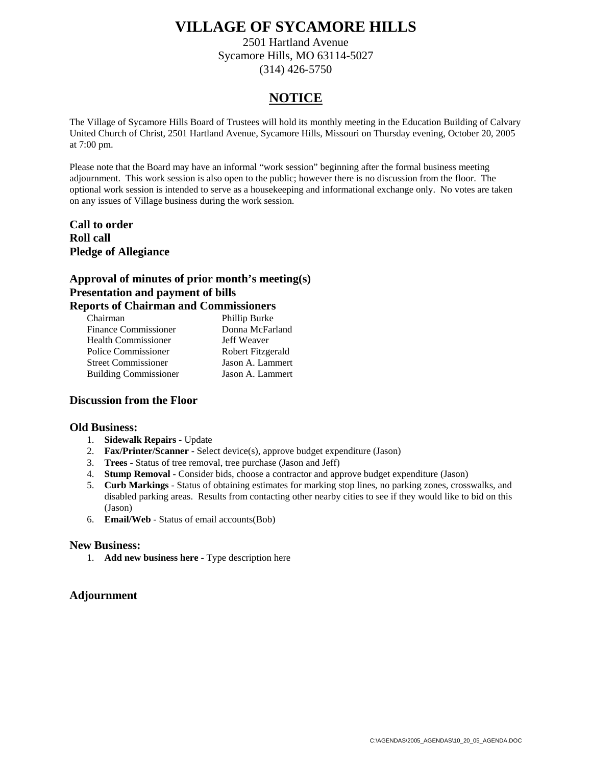# VILLAGE OF SYCAMORE HILLS

2501 Hartland Avenue
Sycamore Hills, MO 63114-5027
(314) 426-5750

## NOTICE

The Village of Sycamore Hills Board of Trustees will hold its monthly meeting in the Education Building of Calvary United Church of Christ, 2501 Hartland Avenue, Sycamore Hills, Missouri on Thursday evening, October 20, 2005 at 7:00 pm.

Please note that the Board may have an informal "work session" beginning after the formal business meeting adjournment. This work session is also open to the public; however there is no discussion from the floor. The optional work session is intended to serve as a housekeeping and informational exchange only. No votes are taken on any issues of Village business during the work session.

**Call to order**
**Roll call**
**Pledge of Allegiance**

**Approval of minutes of prior month's meeting(s)**
**Presentation and payment of bills**
**Reports of Chairman and Commissioners**

| | |
|---|---|
| Chairman | Phillip Burke |
| Finance Commissioner | Donna McFarland |
| Health Commissioner | Jeff Weaver |
| Police Commissioner | Robert Fitzgerald |
| Street Commissioner | Jason A. Lammert |
| Building Commissioner | Jason A. Lammert |

### Discussion from the Floor

### Old Business:

1. **Sidewalk Repairs** - Update
2. **Fax/Printer/Scanner** - Select device(s), approve budget expenditure (Jason)
3. **Trees** - Status of tree removal, tree purchase (Jason and Jeff)
4. **Stump Removal** - Consider bids, choose a contractor and approve budget expenditure (Jason)
5. **Curb Markings** - Status of obtaining estimates for marking stop lines, no parking zones, crosswalks, and disabled parking areas. Results from contacting other nearby cities to see if they would like to bid on this (Jason)
6. **Email/Web** - Status of email accounts(Bob)

### New Business:

1. **Add new business here** - Type description here

### Adjournment

C:\AGENDAS\2005_AGENDAS\10_20_05_AGENDA.DOC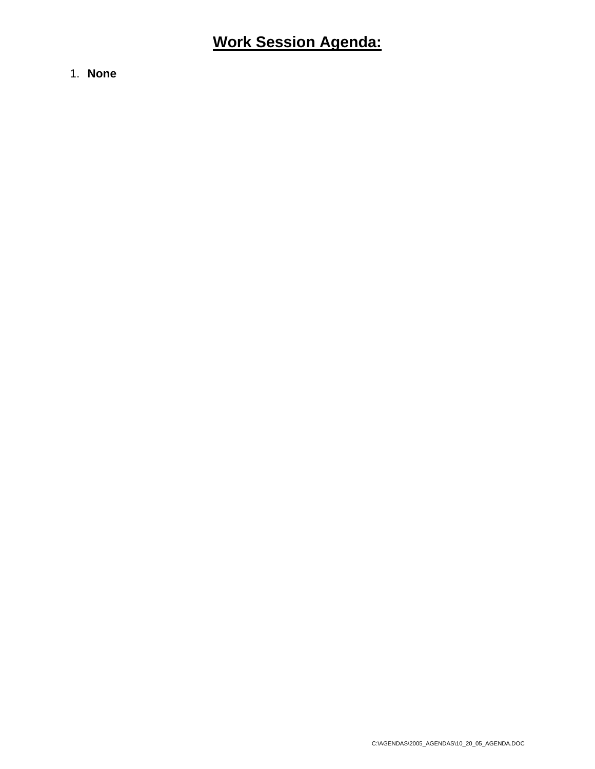# Work Session Agenda:

1. **None**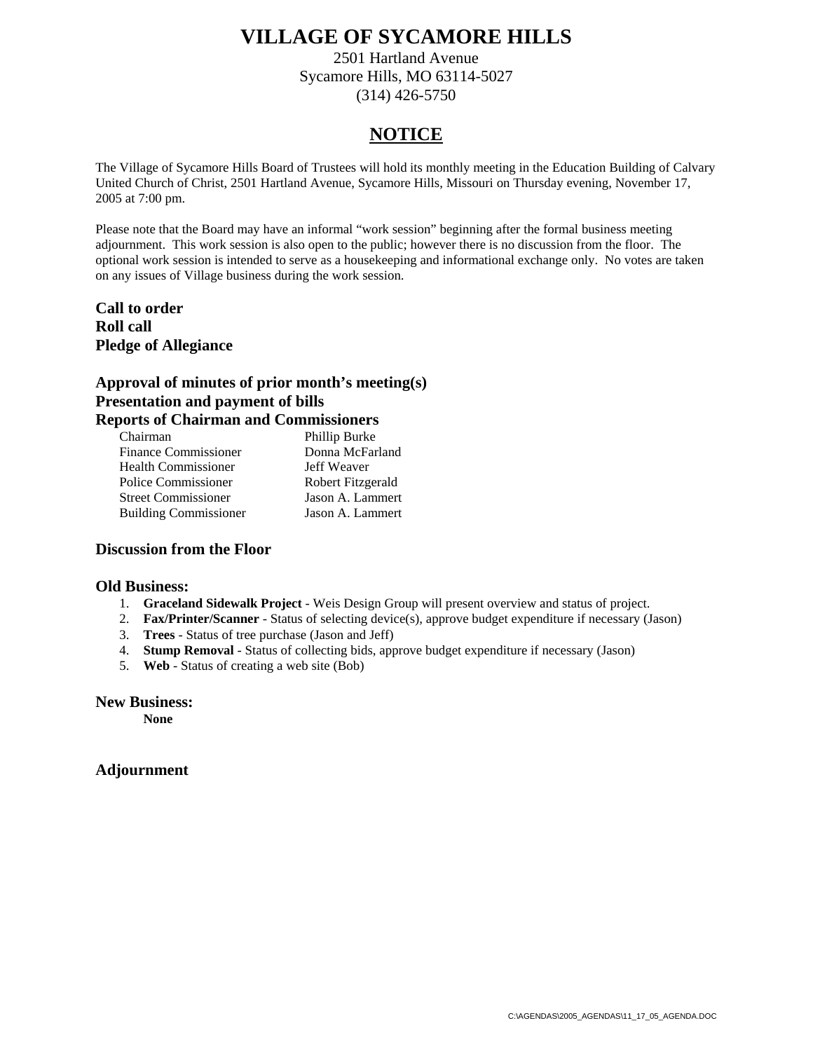# VILLAGE OF SYCAMORE HILLS

2501 Hartland Avenue
Sycamore Hills, MO 63114-5027
(314) 426-5750

## NOTICE

The Village of Sycamore Hills Board of Trustees will hold its monthly meeting in the Education Building of Calvary United Church of Christ, 2501 Hartland Avenue, Sycamore Hills, Missouri on Thursday evening, November 17, 2005 at 7:00 pm.

Please note that the Board may have an informal "work session" beginning after the formal business meeting adjournment. This work session is also open to the public; however there is no discussion from the floor. The optional work session is intended to serve as a housekeeping and informational exchange only. No votes are taken on any issues of Village business during the work session.

**Call to order**
**Roll call**
**Pledge of Allegiance**

**Approval of minutes of prior month's meeting(s)**
**Presentation and payment of bills**
**Reports of Chairman and Commissioners**

| | |
|---|---|
| Chairman | Phillip Burke |
| Finance Commissioner | Donna McFarland |
| Health Commissioner | Jeff Weaver |
| Police Commissioner | Robert Fitzgerald |
| Street Commissioner | Jason A. Lammert |
| Building Commissioner | Jason A. Lammert |

**Discussion from the Floor**

**Old Business:**

1. **Graceland Sidewalk Project** - Weis Design Group will present overview and status of project.
2. **Fax/Printer/Scanner** - Status of selecting device(s), approve budget expenditure if necessary (Jason)
3. **Trees** - Status of tree purchase (Jason and Jeff)
4. **Stump Removal** - Status of collecting bids, approve budget expenditure if necessary (Jason)
5. **Web** - Status of creating a web site (Bob)

**New Business:**

**None**

**Adjournment**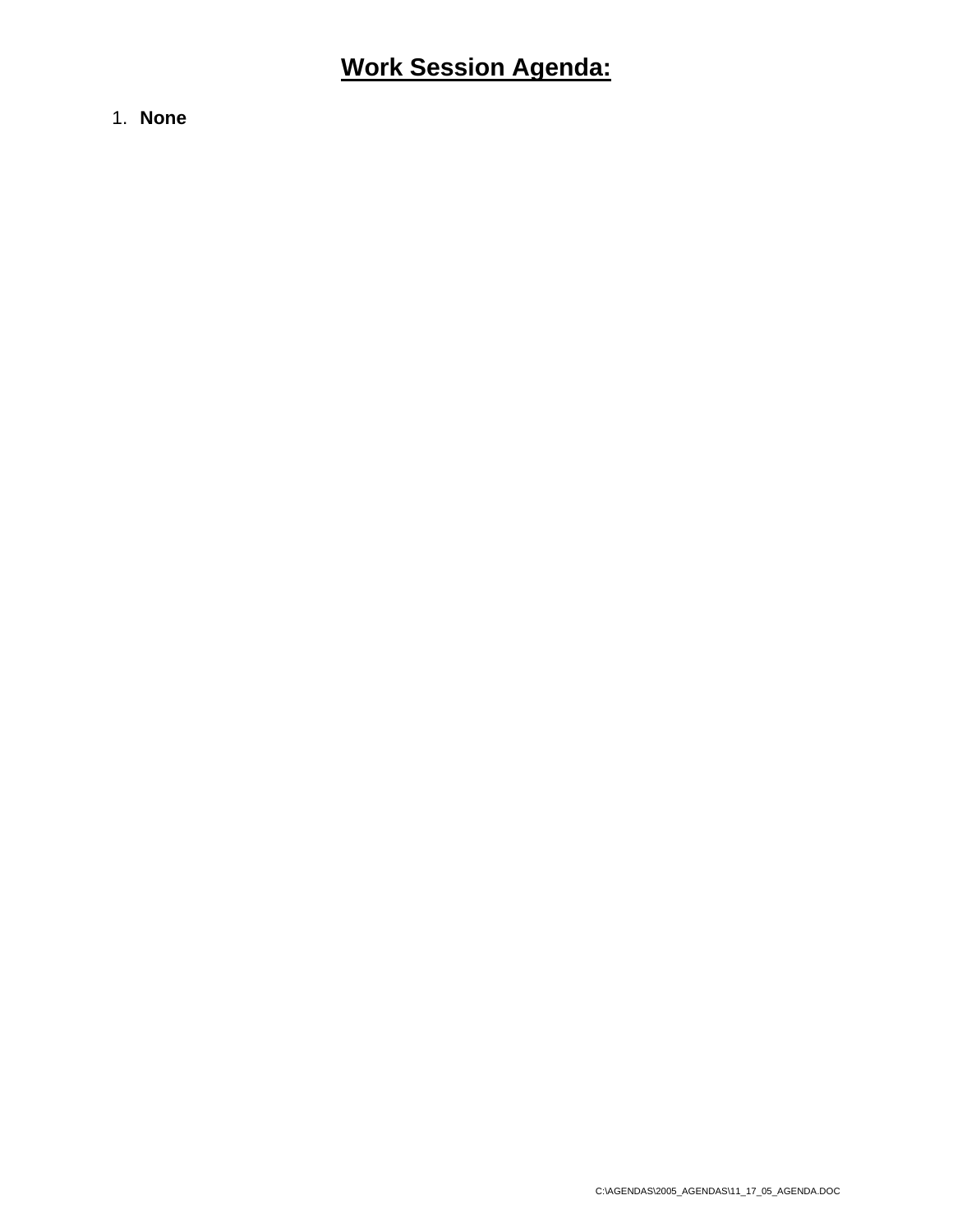# Work Session Agenda:

1. **None**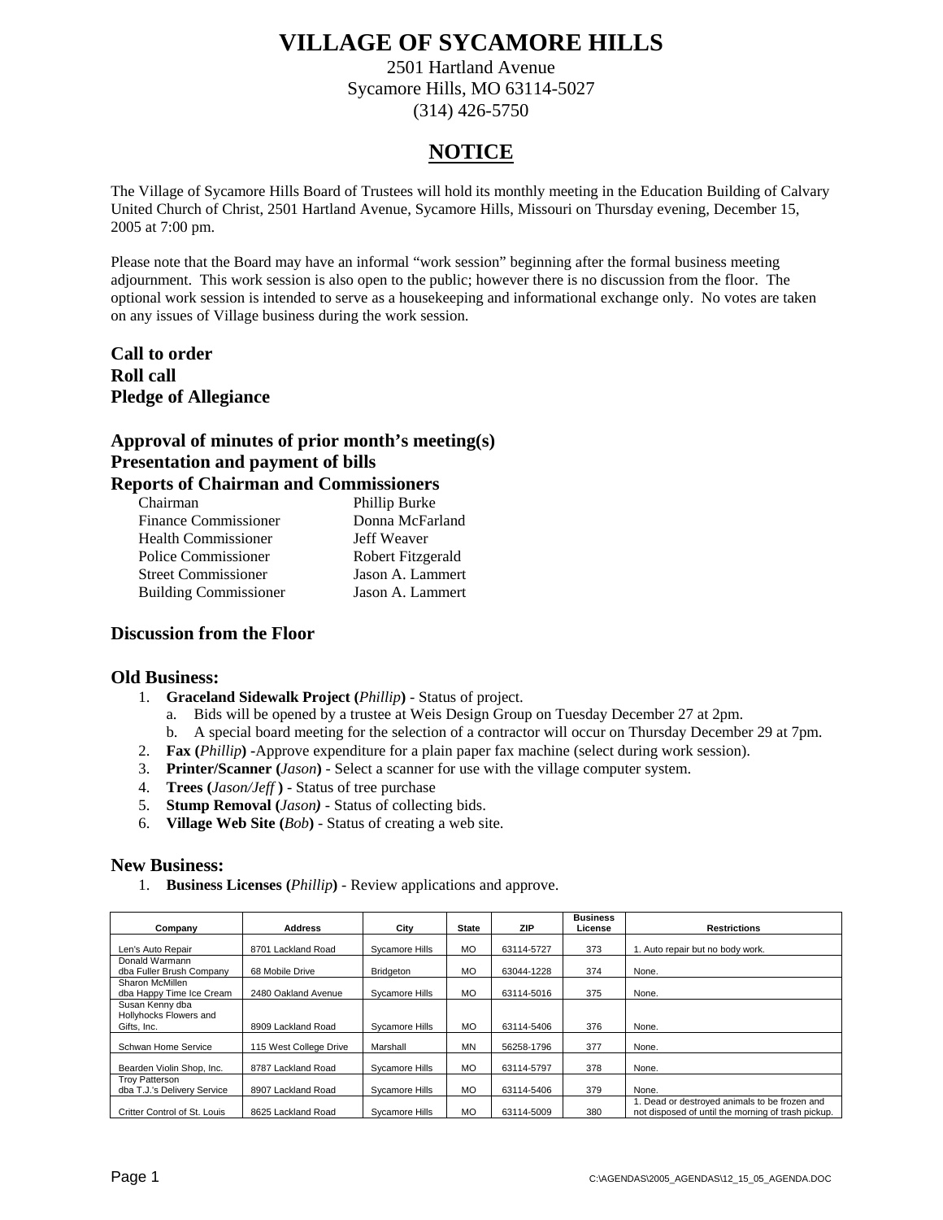# VILLAGE OF SYCAMORE HILLS

2501 Hartland Avenue
Sycamore Hills, MO 63114-5027
(314) 426-5750

## NOTICE

The Village of Sycamore Hills Board of Trustees will hold its monthly meeting in the Education Building of Calvary United Church of Christ, 2501 Hartland Avenue, Sycamore Hills, Missouri on Thursday evening, December 15, 2005 at 7:00 pm.

Please note that the Board may have an informal "work session" beginning after the formal business meeting adjournment. This work session is also open to the public; however there is no discussion from the floor. The optional work session is intended to serve as a housekeeping and informational exchange only. No votes are taken on any issues of Village business during the work session.

**Call to order**
**Roll call**
**Pledge of Allegiance**

**Approval of minutes of prior month's meeting(s)**
**Presentation and payment of bills**
**Reports of Chairman and Commissioners**

| | |
|---|---|
| Chairman | Phillip Burke |
| Finance Commissioner | Donna McFarland |
| Health Commissioner | Jeff Weaver |
| Police Commissioner | Robert Fitzgerald |
| Street Commissioner | Jason A. Lammert |
| Building Commissioner | Jason A. Lammert |

### Discussion from the Floor

### Old Business:

1. **Graceland Sidewalk Project (***Phillip***)** - Status of project.
   a. Bids will be opened by a trustee at Weis Design Group on Tuesday December 27 at 2pm.
   b. A special board meeting for the selection of a contractor will occur on Thursday December 29 at 7pm.
2. **Fax (***Phillip***)** -Approve expenditure for a plain paper fax machine (select during work session).
3. **Printer/Scanner (***Jason***)** - Select a scanner for use with the village computer system.
4. **Trees (***Jason/Jeff* **)** - Status of tree purchase
5. **Stump Removal (***Jason)* - Status of collecting bids.
6. **Village Web Site (***Bob***)** - Status of creating a web site.

### New Business:

1. **Business Licenses (***Phillip***)** - Review applications and approve.

| Company | Address | City | State | ZIP | Business License | Restrictions |
|---|---|---|---|---|---|---|
| Len's Auto Repair | 8701 Lackland Road | Sycamore Hills | MO | 63114-5727 | 373 | 1. Auto repair but no body work. |
| Donald Warmann dba Fuller Brush Company | 68 Mobile Drive | Bridgeton | MO | 63044-1228 | 374 | None. |
| Sharon McMillen dba Happy Time Ice Cream | 2480 Oakland Avenue | Sycamore Hills | MO | 63114-5016 | 375 | None. |
| Susan Kenny dba Hollyhocks Flowers and Gifts, Inc. | 8909 Lackland Road | Sycamore Hills | MO | 63114-5406 | 376 | None. |
| Schwan Home Service | 115 West College Drive | Marshall | MN | 56258-1796 | 377 | None. |
| Bearden Violin Shop, Inc. | 8787 Lackland Road | Sycamore Hills | MO | 63114-5797 | 378 | None. |
| Troy Patterson dba T.J.'s Delivery Service | 8907 Lackland Road | Sycamore Hills | MO | 63114-5406 | 379 | None. |
| Critter Control of St. Louis | 8625 Lackland Road | Sycamore Hills | MO | 63114-5009 | 380 | 1. Dead or destroyed animals to be frozen and not disposed of until the morning of trash pickup. |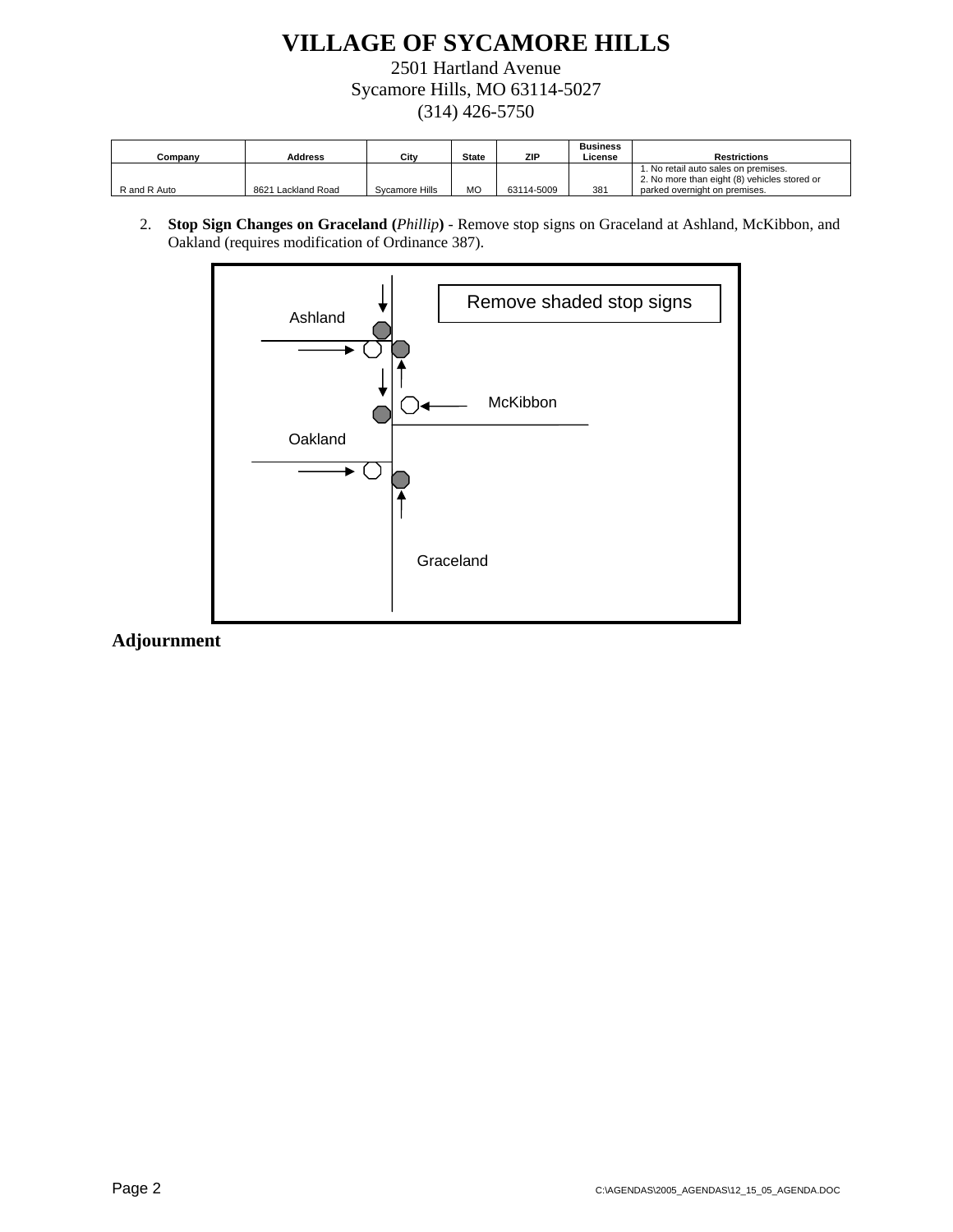# VILLAGE OF SYCAMORE HILLS

2501 Hartland Avenue
Sycamore Hills, MO 63114-5027
(314) 426-5750

| Company | Address | City | State | ZIP | Business License | Restrictions |
|---|---|---|---|---|---|---|
| R and R Auto | 8621 Lackland Road | Sycamore Hills | MO | 63114-5009 | 381 | 1. No retail auto sales on premises. 2. No more than eight (8) vehicles stored or parked overnight on premises. |

2. **Stop Sign Changes on Graceland (***Phillip***)** - Remove stop signs on Graceland at Ashland, McKibbon, and Oakland (requires modification of Ordinance 387).

Remove shaded stop signs

Ashland

McKibbon

Oakland

Graceland

**Adjournment**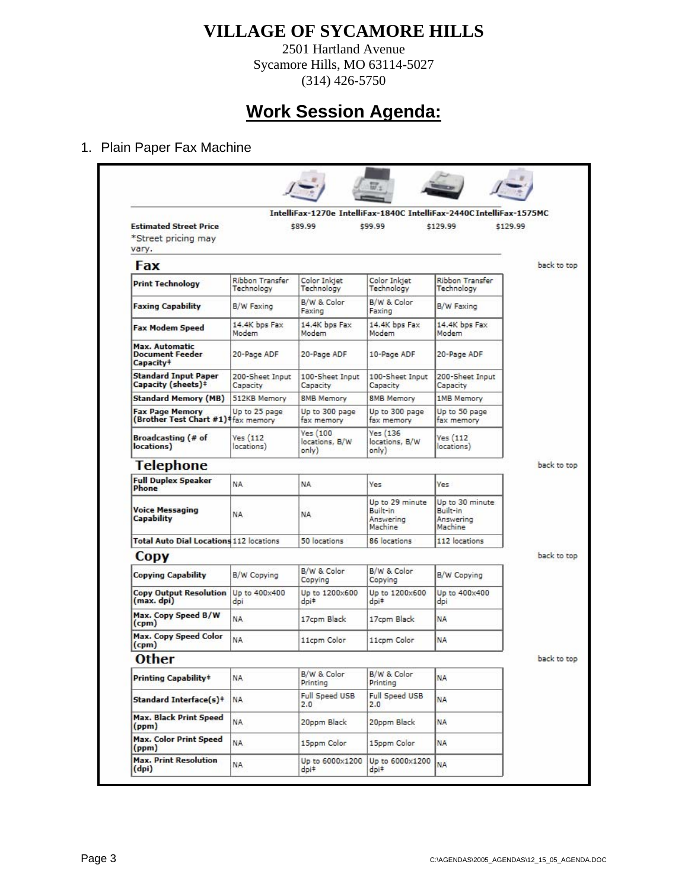# VILLAGE OF SYCAMORE HILLS

2501 Hartland Avenue
Sycamore Hills, MO 63114-5027
(314) 426-5750

## Work Session Agenda:

1. Plain Paper Fax Machine

| | IntelliFax-1270e | IntelliFax-1840C | IntelliFax-2440C | IntelliFax-1575MC |
|---|---|---|---|---|
| **Estimated Street Price** *Street pricing may vary. | $89.99 | $99.99 | $129.99 | $129.99 |

**Fax** back to top

| | | | | |
|---|---|---|---|---|
| **Print Technology** | Ribbon Transfer Technology | Color Inkjet Technology | Color Inkjet Technology | Ribbon Transfer Technology |
| **Faxing Capability** | B/W Faxing | B/W & Color Faxing | B/W & Color Faxing | B/W Faxing |
| **Fax Modem Speed** | 14.4K bps Fax Modem | 14.4K bps Fax Modem | 14.4K bps Fax Modem | 14.4K bps Fax Modem |
| **Max. Automatic Document Feeder Capacity‡** | 20-Page ADF | 20-Page ADF | 10-Page ADF | 20-Page ADF |
| **Standard Input Paper Capacity (sheets)‡** | 200-Sheet Input Capacity | 100-Sheet Input Capacity | 100-Sheet Input Capacity | 200-Sheet Input Capacity |
| **Standard Memory (MB)** | 512KB Memory | 8MB Memory | 8MB Memory | 1MB Memory |
| **Fax Page Memory (Brother Test Chart #1)‡** | Up to 25 page fax memory | Up to 300 page fax memory | Up to 300 page fax memory | Up to 50 page fax memory |
| **Broadcasting (# of locations)** | Yes (112 locations) | Yes (100 locations, B/W only) | Yes (136 locations, B/W only) | Yes (112 locations) |

**Telephone** back to top

| | | | | |
|---|---|---|---|---|
| **Full Duplex Speaker Phone** | NA | NA | Yes | Yes |
| **Voice Messaging Capability** | NA | NA | Up to 29 minute Built-in Answering Machine | Up to 30 minute Built-in Answering Machine |
| **Total Auto Dial Locations** | 112 locations | 50 locations | 86 locations | 112 locations |

**Copy** back to top

| | | | | |
|---|---|---|---|---|
| **Copying Capability** | B/W Copying | B/W & Color Copying | B/W & Color Copying | B/W Copying |
| **Copy Output Resolution (max. dpi)** | Up to 400x400 dpi | Up to 1200x600 dpi‡ | Up to 1200x600 dpi‡ | Up to 400x400 dpi |
| **Max. Copy Speed B/W (cpm)** | NA | 17cpm Black | 17cpm Black | NA |
| **Max. Copy Speed Color (cpm)** | NA | 11cpm Color | 11cpm Color | NA |

**Other** back to top

| | | | | |
|---|---|---|---|---|
| **Printing Capability‡** | NA | B/W & Color Printing | B/W & Color Printing | NA |
| **Standard Interface(s)‡** | NA | Full Speed USB 2.0 | Full Speed USB 2.0 | NA |
| **Max. Black Print Speed (ppm)** | NA | 20ppm Black | 20ppm Black | NA |
| **Max. Color Print Speed (ppm)** | NA | 15ppm Color | 15ppm Color | NA |
| **Max. Print Resolution (dpi)** | NA | Up to 6000x1200 dpi‡ | Up to 6000x1200 dpi‡ | NA |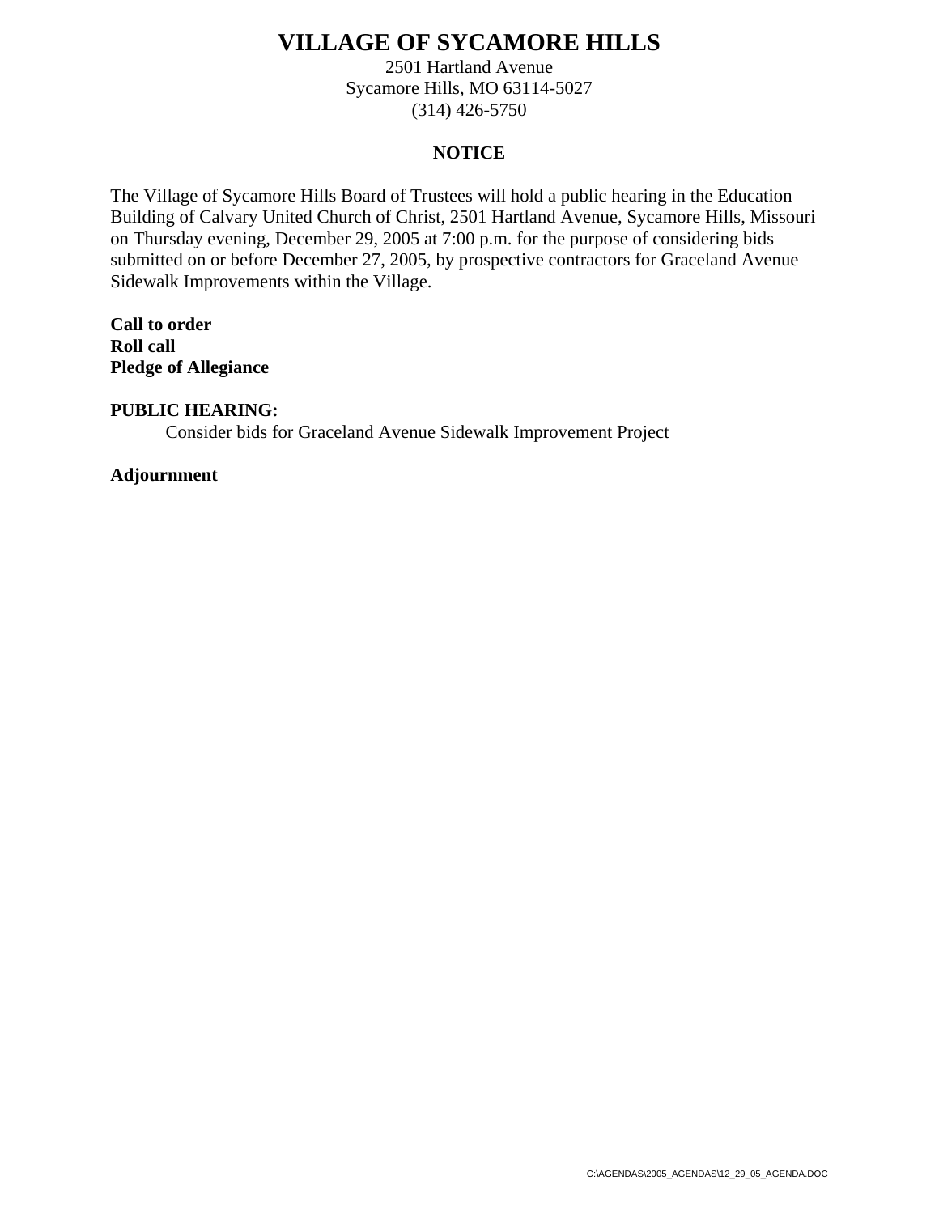# VILLAGE OF SYCAMORE HILLS

2501 Hartland Avenue
Sycamore Hills, MO 63114-5027
(314) 426-5750

**NOTICE**

The Village of Sycamore Hills Board of Trustees will hold a public hearing in the Education Building of Calvary United Church of Christ, 2501 Hartland Avenue, Sycamore Hills, Missouri on Thursday evening, December 29, 2005 at 7:00 p.m. for the purpose of considering bids submitted on or before December 27, 2005, by prospective contractors for Graceland Avenue Sidewalk Improvements within the Village.

**Call to order**
**Roll call**
**Pledge of Allegiance**

**PUBLIC HEARING:**

Consider bids for Graceland Avenue Sidewalk Improvement Project

**Adjournment**

C:\AGENDAS\2005_AGENDAS\12_29_05_AGENDA.DOC